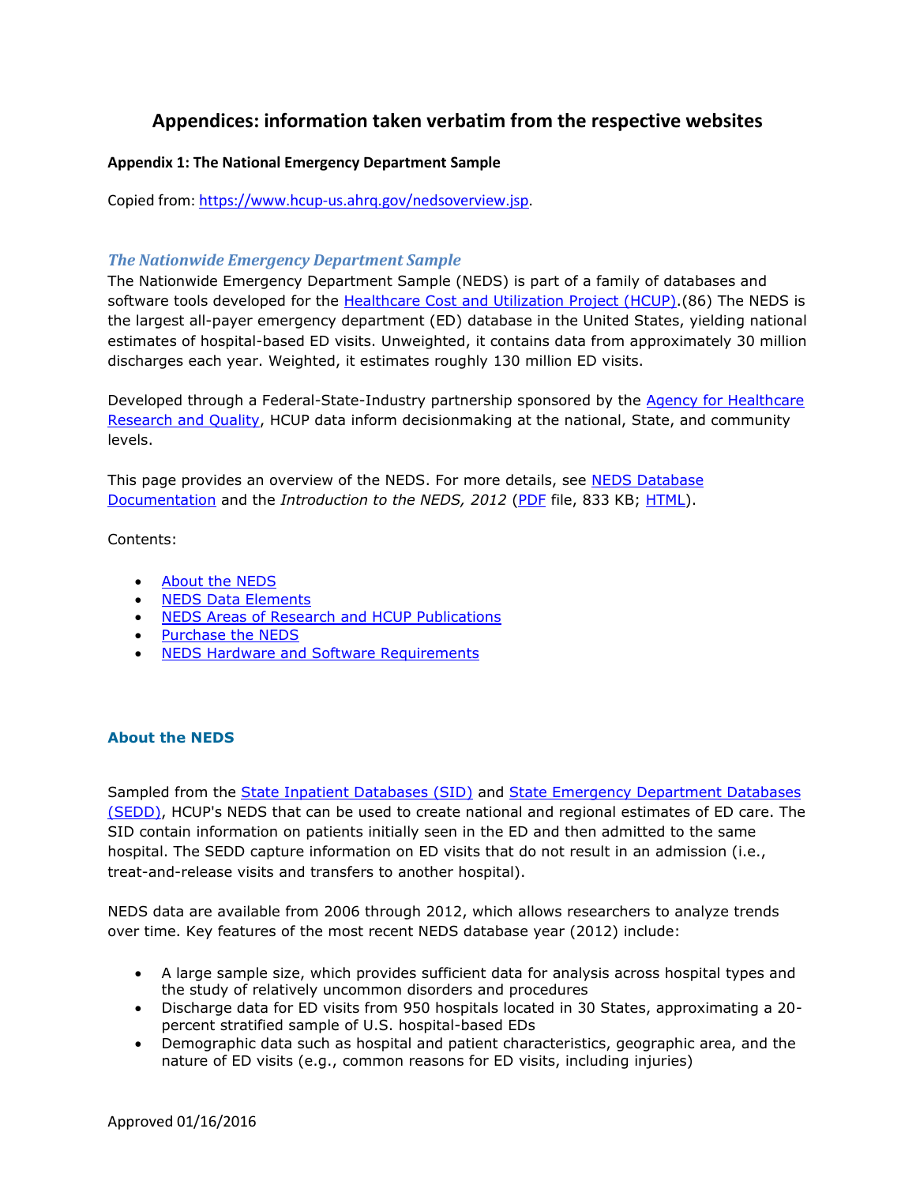# Appendices: information taken verbatim from the respective websites

### Appendix 1: The National Emergency Department Sample

Copied from: https://www.hcup-us.ahrq.gov/nedsoverview.jsp.

## *The Nationwide Emergency Department Sample*

The Nationwide Emergency Department Sample (NEDS) is part of a family of databases and software tools developed for the Healthcare Cost and Utilization Project (HCUP).(86) The NEDS is the largest all-payer emergency department (ED) database in the United States, yielding national estimates of hospital-based ED visits. Unweighted, it contains data from approximately 30 million discharges each year. Weighted, it estimates roughly 130 million ED visits.

Developed through a Federal-State-Industry partnership sponsored by the Agency for Healthcare Research and Quality, HCUP data inform decisionmaking at the national, State, and community levels.

This page provides an overview of the NEDS. For more details, see NEDS Database Documentation and the *Introduction to the NEDS, 2012* (PDF file, 833 KB; HTML).

Contents:

- About the NEDS
- NEDS Data Elements
- NEDS Areas of Research and HCUP Publications
- Purchase the NEDS
- NEDS Hardware and Software Requirements

### About the NEDS

Sampled from the State Inpatient Databases (SID) and State Emergency Department Databases (SEDD), HCUP's NEDS that can be used to create national and regional estimates of ED care. The SID contain information on patients initially seen in the ED and then admitted to the same hospital. The SEDD capture information on ED visits that do not result in an admission (i.e., treat-and-release visits and transfers to another hospital).

NEDS data are available from 2006 through 2012, which allows researchers to analyze trends over time. Key features of the most recent NEDS database year (2012) include:

- A large sample size, which provides sufficient data for analysis across hospital types and the study of relatively uncommon disorders and procedures
- Discharge data for ED visits from 950 hospitals located in 30 States, approximating a 20-percent stratified sample of U.S. hospital-based EDs
- Demographic data such as hospital and patient characteristics, geographic area, and the nature of ED visits (e.g., common reasons for ED visits, including injuries)

Approved 01/16/2016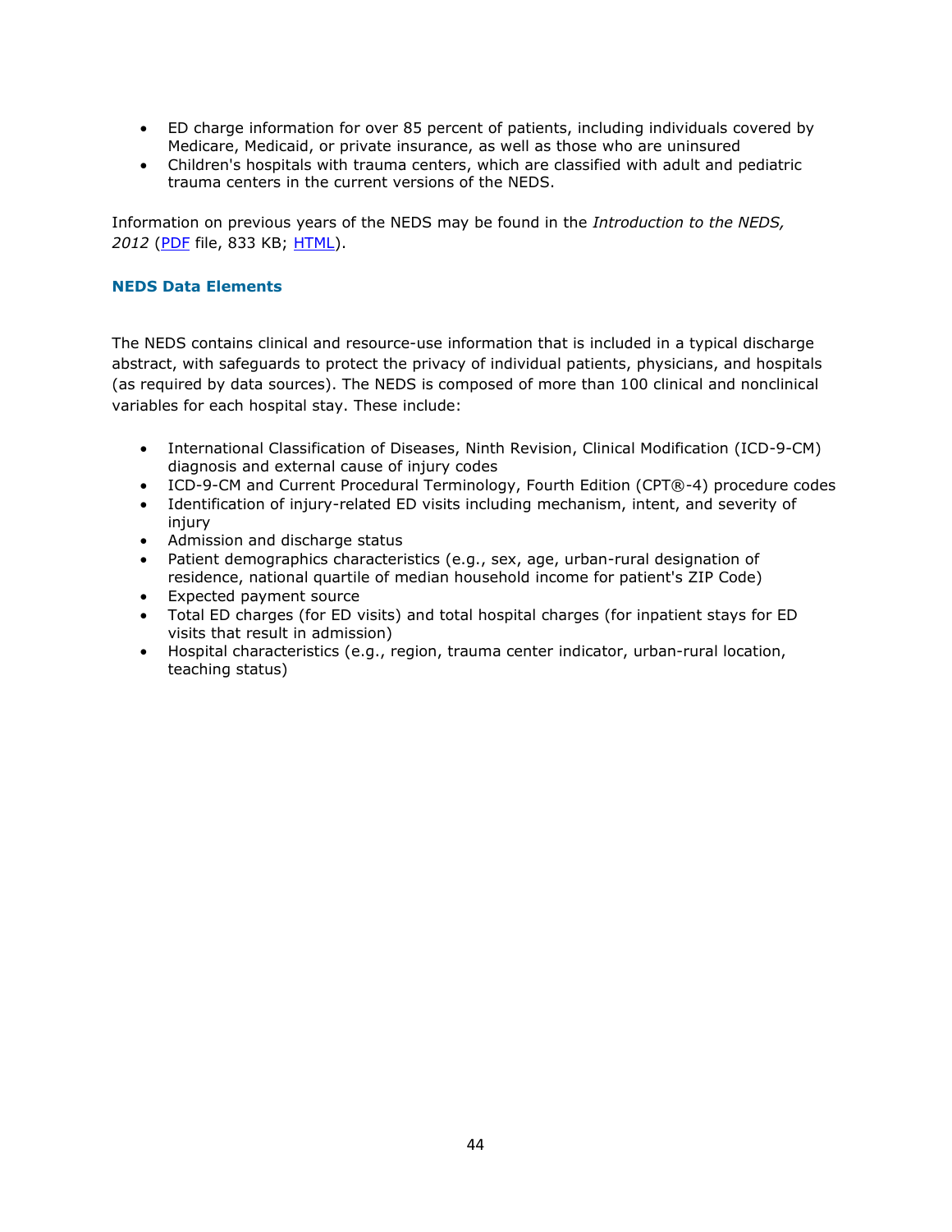- ED charge information for over 85 percent of patients, including individuals covered by Medicare, Medicaid, or private insurance, as well as those who are uninsured
- Children's hospitals with trauma centers, which are classified with adult and pediatric trauma centers in the current versions of the NEDS.

Information on previous years of the NEDS may be found in the *Introduction to the NEDS, 2012* (PDF file, 833 KB; HTML).

### NEDS Data Elements

The NEDS contains clinical and resource-use information that is included in a typical discharge abstract, with safeguards to protect the privacy of individual patients, physicians, and hospitals (as required by data sources). The NEDS is composed of more than 100 clinical and nonclinical variables for each hospital stay. These include:

- International Classification of Diseases, Ninth Revision, Clinical Modification (ICD-9-CM) diagnosis and external cause of injury codes
- ICD-9-CM and Current Procedural Terminology, Fourth Edition (CPT®-4) procedure codes
- Identification of injury-related ED visits including mechanism, intent, and severity of injury
- Admission and discharge status
- Patient demographics characteristics (e.g., sex, age, urban-rural designation of residence, national quartile of median household income for patient's ZIP Code)
- Expected payment source
- Total ED charges (for ED visits) and total hospital charges (for inpatient stays for ED visits that result in admission)
- Hospital characteristics (e.g., region, trauma center indicator, urban-rural location, teaching status)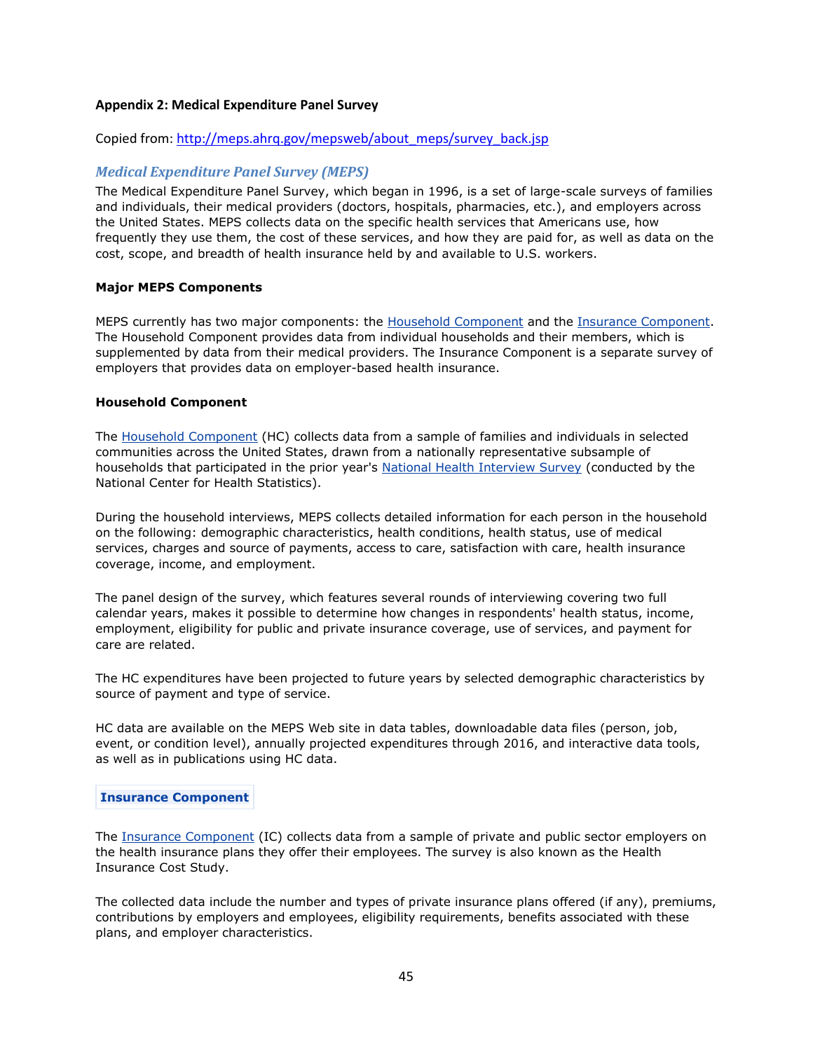### Appendix 2: Medical Expenditure Panel Survey

Copied from: [http://meps.ahrq.gov/mepsweb/about_meps/survey_back.jsp](http://meps.ahrq.gov/mepsweb/about_meps/survey_back.jsp)

## *Medical Expenditure Panel Survey (MEPS)*

The Medical Expenditure Panel Survey, which began in 1996, is a set of large-scale surveys of families and individuals, their medical providers (doctors, hospitals, pharmacies, etc.), and employers across the United States. MEPS collects data on the specific health services that Americans use, how frequently they use them, the cost of these services, and how they are paid for, as well as data on the cost, scope, and breadth of health insurance held by and available to U.S. workers.

**Major MEPS Components**

MEPS currently has two major components: the Household Component and the Insurance Component. The Household Component provides data from individual households and their members, which is supplemented by data from their medical providers. The Insurance Component is a separate survey of employers that provides data on employer-based health insurance.

**Household Component**

The Household Component (HC) collects data from a sample of families and individuals in selected communities across the United States, drawn from a nationally representative subsample of households that participated in the prior year's National Health Interview Survey (conducted by the National Center for Health Statistics).

During the household interviews, MEPS collects detailed information for each person in the household on the following: demographic characteristics, health conditions, health status, use of medical services, charges and source of payments, access to care, satisfaction with care, health insurance coverage, income, and employment.

The panel design of the survey, which features several rounds of interviewing covering two full calendar years, makes it possible to determine how changes in respondents' health status, income, employment, eligibility for public and private insurance coverage, use of services, and payment for care are related.

The HC expenditures have been projected to future years by selected demographic characteristics by source of payment and type of service.

HC data are available on the MEPS Web site in data tables, downloadable data files (person, job, event, or condition level), annually projected expenditures through 2016, and interactive data tools, as well as in publications using HC data.

**Insurance Component**

The Insurance Component (IC) collects data from a sample of private and public sector employers on the health insurance plans they offer their employees. The survey is also known as the Health Insurance Cost Study.

The collected data include the number and types of private insurance plans offered (if any), premiums, contributions by employers and employees, eligibility requirements, benefits associated with these plans, and employer characteristics.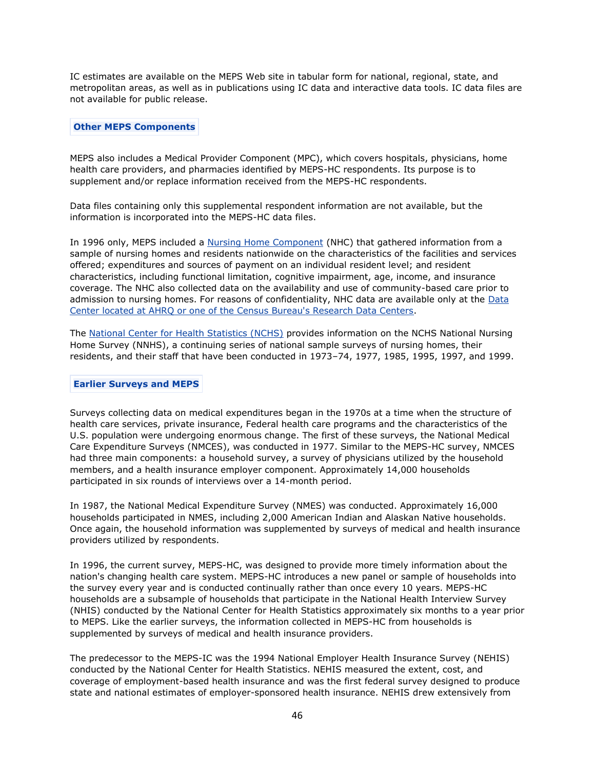IC estimates are available on the MEPS Web site in tabular form for national, regional, state, and metropolitan areas, as well as in publications using IC data and interactive data tools. IC data files are not available for public release.

## Other MEPS Components

MEPS also includes a Medical Provider Component (MPC), which covers hospitals, physicians, home health care providers, and pharmacies identified by MEPS-HC respondents. Its purpose is to supplement and/or replace information received from the MEPS-HC respondents.

Data files containing only this supplemental respondent information are not available, but the information is incorporated into the MEPS-HC data files.

In 1996 only, MEPS included a Nursing Home Component (NHC) that gathered information from a sample of nursing homes and residents nationwide on the characteristics of the facilities and services offered; expenditures and sources of payment on an individual resident level; and resident characteristics, including functional limitation, cognitive impairment, age, income, and insurance coverage. The NHC also collected data on the availability and use of community-based care prior to admission to nursing homes. For reasons of confidentiality, NHC data are available only at the Data Center located at AHRQ or one of the Census Bureau's Research Data Centers.

The National Center for Health Statistics (NCHS) provides information on the NCHS National Nursing Home Survey (NNHS), a continuing series of national sample surveys of nursing homes, their residents, and their staff that have been conducted in 1973–74, 1977, 1985, 1995, 1997, and 1999.

## Earlier Surveys and MEPS

Surveys collecting data on medical expenditures began in the 1970s at a time when the structure of health care services, private insurance, Federal health care programs and the characteristics of the U.S. population were undergoing enormous change. The first of these surveys, the National Medical Care Expenditure Surveys (NMCES), was conducted in 1977. Similar to the MEPS-HC survey, NMCES had three main components: a household survey, a survey of physicians utilized by the household members, and a health insurance employer component. Approximately 14,000 households participated in six rounds of interviews over a 14-month period.

In 1987, the National Medical Expenditure Survey (NMES) was conducted. Approximately 16,000 households participated in NMES, including 2,000 American Indian and Alaskan Native households. Once again, the household information was supplemented by surveys of medical and health insurance providers utilized by respondents.

In 1996, the current survey, MEPS-HC, was designed to provide more timely information about the nation's changing health care system. MEPS-HC introduces a new panel or sample of households into the survey every year and is conducted continually rather than once every 10 years. MEPS-HC households are a subsample of households that participate in the National Health Interview Survey (NHIS) conducted by the National Center for Health Statistics approximately six months to a year prior to MEPS. Like the earlier surveys, the information collected in MEPS-HC from households is supplemented by surveys of medical and health insurance providers.

The predecessor to the MEPS-IC was the 1994 National Employer Health Insurance Survey (NEHIS) conducted by the National Center for Health Statistics. NEHIS measured the extent, cost, and coverage of employment-based health insurance and was the first federal survey designed to produce state and national estimates of employer-sponsored health insurance. NEHIS drew extensively from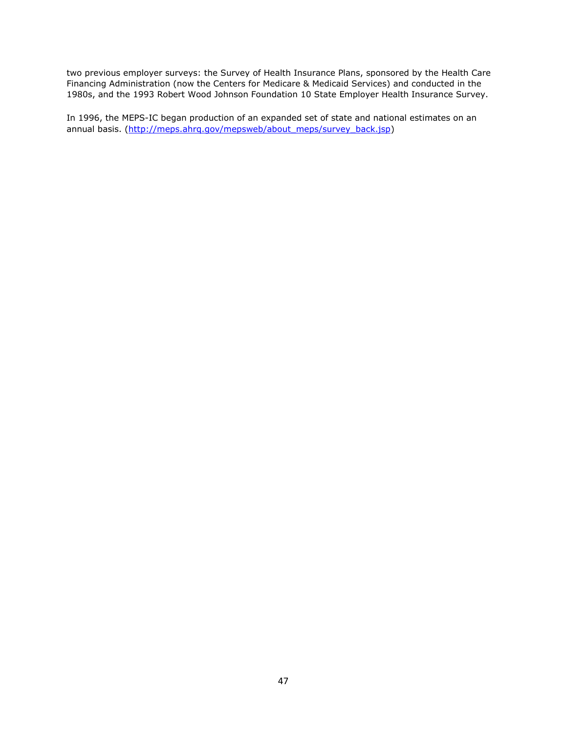two previous employer surveys: the Survey of Health Insurance Plans, sponsored by the Health Care Financing Administration (now the Centers for Medicare & Medicaid Services) and conducted in the 1980s, and the 1993 Robert Wood Johnson Foundation 10 State Employer Health Insurance Survey.

In 1996, the MEPS-IC began production of an expanded set of state and national estimates on an annual basis. ([http://meps.ahrq.gov/mepsweb/about_meps/survey_back.jsp](http://meps.ahrq.gov/mepsweb/about_meps/survey_back.jsp))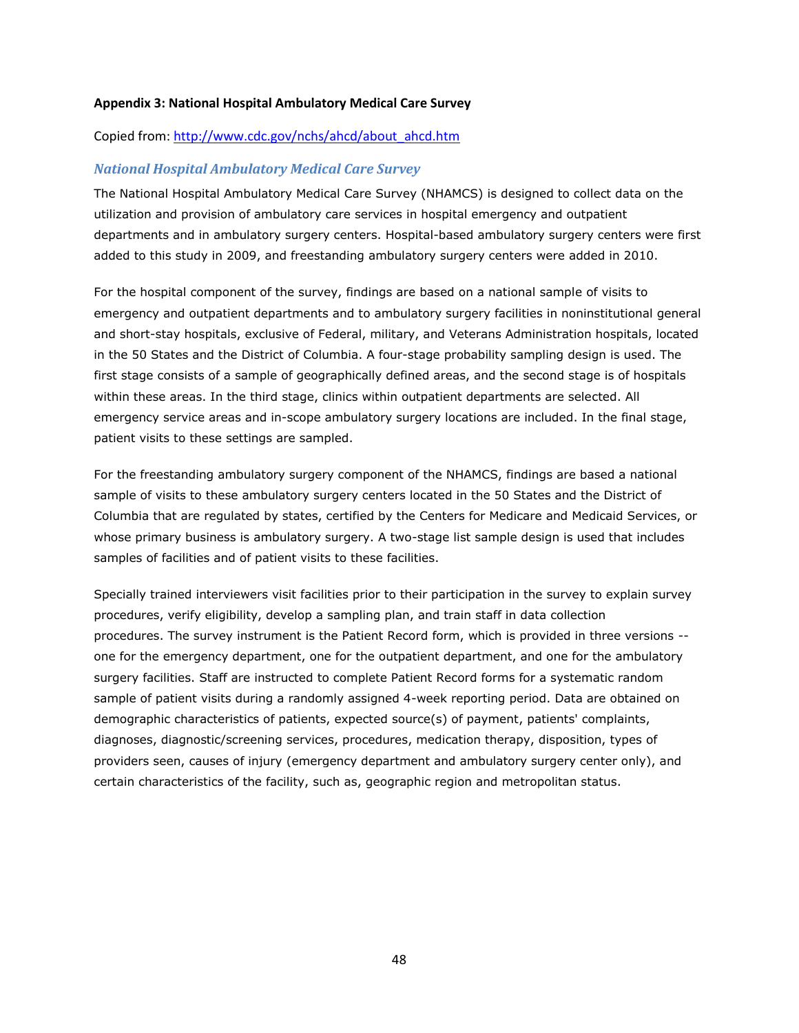## Appendix 3: National Hospital Ambulatory Medical Care Survey

Copied from: [http://www.cdc.gov/nchs/ahcd/about_ahcd.htm](http://www.cdc.gov/nchs/ahcd/about_ahcd.htm)

### *National Hospital Ambulatory Medical Care Survey*

The National Hospital Ambulatory Medical Care Survey (NHAMCS) is designed to collect data on the utilization and provision of ambulatory care services in hospital emergency and outpatient departments and in ambulatory surgery centers. Hospital-based ambulatory surgery centers were first added to this study in 2009, and freestanding ambulatory surgery centers were added in 2010.

For the hospital component of the survey, findings are based on a national sample of visits to emergency and outpatient departments and to ambulatory surgery facilities in noninstitutional general and short-stay hospitals, exclusive of Federal, military, and Veterans Administration hospitals, located in the 50 States and the District of Columbia. A four-stage probability sampling design is used. The first stage consists of a sample of geographically defined areas, and the second stage is of hospitals within these areas. In the third stage, clinics within outpatient departments are selected. All emergency service areas and in-scope ambulatory surgery locations are included. In the final stage, patient visits to these settings are sampled.

For the freestanding ambulatory surgery component of the NHAMCS, findings are based a national sample of visits to these ambulatory surgery centers located in the 50 States and the District of Columbia that are regulated by states, certified by the Centers for Medicare and Medicaid Services, or whose primary business is ambulatory surgery. A two-stage list sample design is used that includes samples of facilities and of patient visits to these facilities.

Specially trained interviewers visit facilities prior to their participation in the survey to explain survey procedures, verify eligibility, develop a sampling plan, and train staff in data collection procedures. The survey instrument is the Patient Record form, which is provided in three versions -- one for the emergency department, one for the outpatient department, and one for the ambulatory surgery facilities. Staff are instructed to complete Patient Record forms for a systematic random sample of patient visits during a randomly assigned 4-week reporting period. Data are obtained on demographic characteristics of patients, expected source(s) of payment, patients' complaints, diagnoses, diagnostic/screening services, procedures, medication therapy, disposition, types of providers seen, causes of injury (emergency department and ambulatory surgery center only), and certain characteristics of the facility, such as, geographic region and metropolitan status.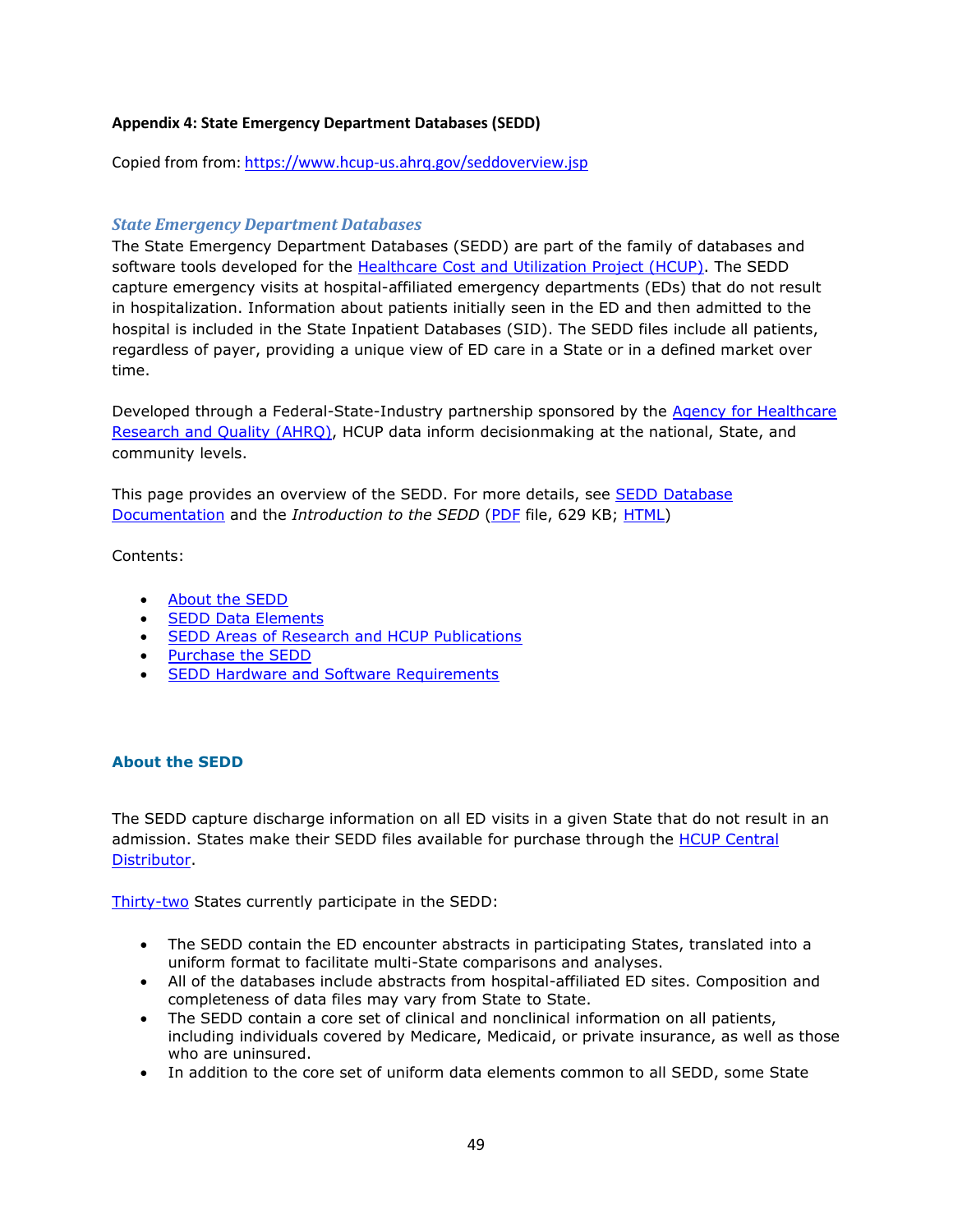**Appendix 4: State Emergency Department Databases (SEDD)**

Copied from from: https://www.hcup-us.ahrq.gov/seddoverview.jsp

### *State Emergency Department Databases*

The State Emergency Department Databases (SEDD) are part of the family of databases and software tools developed for the Healthcare Cost and Utilization Project (HCUP). The SEDD capture emergency visits at hospital-affiliated emergency departments (EDs) that do not result in hospitalization. Information about patients initially seen in the ED and then admitted to the hospital is included in the State Inpatient Databases (SID). The SEDD files include all patients, regardless of payer, providing a unique view of ED care in a State or in a defined market over time.

Developed through a Federal-State-Industry partnership sponsored by the Agency for Healthcare Research and Quality (AHRQ), HCUP data inform decisionmaking at the national, State, and community levels.

This page provides an overview of the SEDD. For more details, see SEDD Database Documentation and the *Introduction to the SEDD* (PDF file, 629 KB; HTML)

Contents:

- About the SEDD
- SEDD Data Elements
- SEDD Areas of Research and HCUP Publications
- Purchase the SEDD
- SEDD Hardware and Software Requirements

### About the SEDD

The SEDD capture discharge information on all ED visits in a given State that do not result in an admission. States make their SEDD files available for purchase through the HCUP Central Distributor.

Thirty-two States currently participate in the SEDD:

- The SEDD contain the ED encounter abstracts in participating States, translated into a uniform format to facilitate multi-State comparisons and analyses.
- All of the databases include abstracts from hospital-affiliated ED sites. Composition and completeness of data files may vary from State to State.
- The SEDD contain a core set of clinical and nonclinical information on all patients, including individuals covered by Medicare, Medicaid, or private insurance, as well as those who are uninsured.
- In addition to the core set of uniform data elements common to all SEDD, some State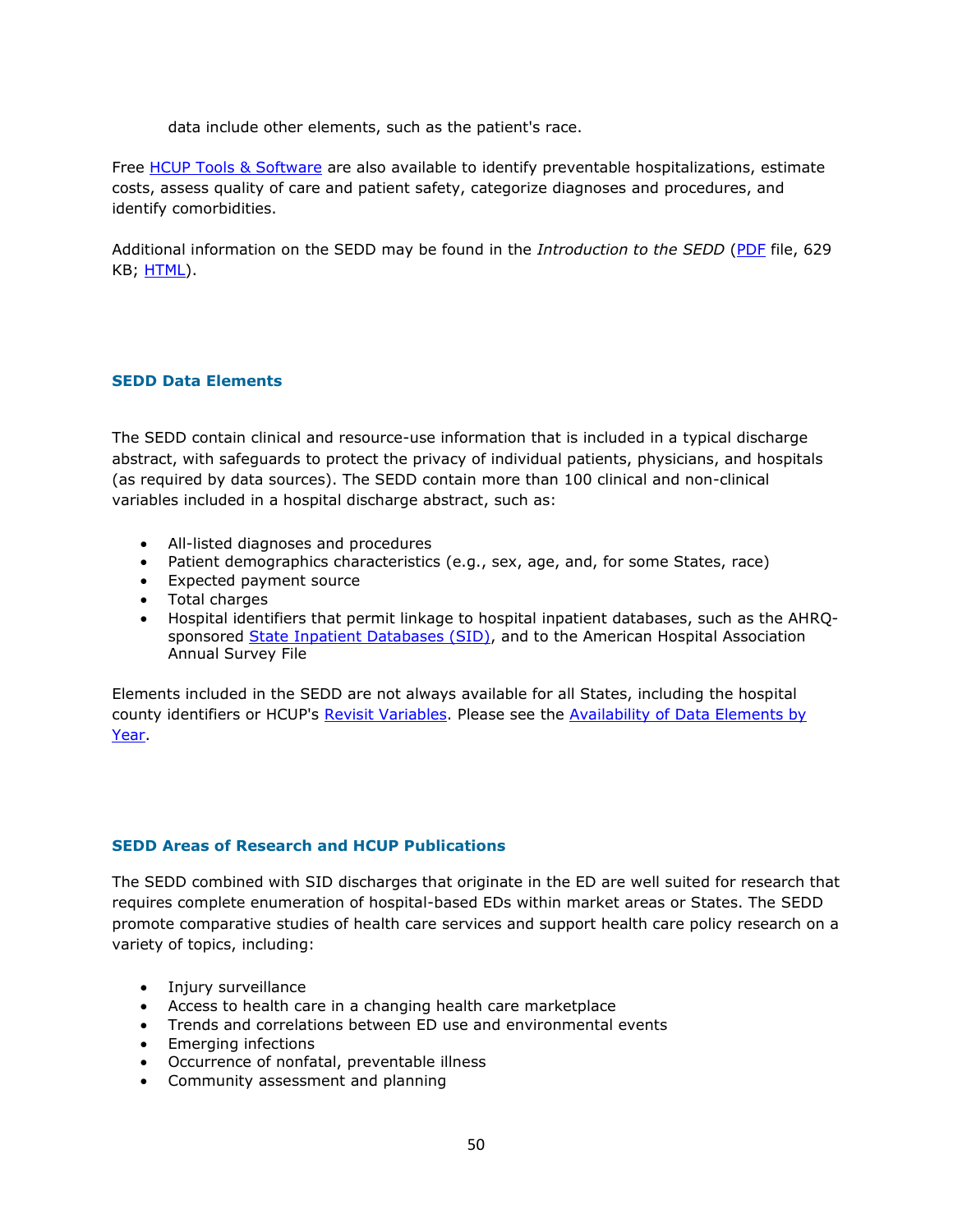data include other elements, such as the patient's race.

Free HCUP Tools & Software are also available to identify preventable hospitalizations, estimate costs, assess quality of care and patient safety, categorize diagnoses and procedures, and identify comorbidities.

Additional information on the SEDD may be found in the *Introduction to the SEDD* (PDF file, 629 KB; HTML).

### SEDD Data Elements

The SEDD contain clinical and resource-use information that is included in a typical discharge abstract, with safeguards to protect the privacy of individual patients, physicians, and hospitals (as required by data sources). The SEDD contain more than 100 clinical and non-clinical variables included in a hospital discharge abstract, such as:

- All-listed diagnoses and procedures
- Patient demographics characteristics (e.g., sex, age, and, for some States, race)
- Expected payment source
- Total charges
- Hospital identifiers that permit linkage to hospital inpatient databases, such as the AHRQ-sponsored State Inpatient Databases (SID), and to the American Hospital Association Annual Survey File

Elements included in the SEDD are not always available for all States, including the hospital county identifiers or HCUP's Revisit Variables. Please see the Availability of Data Elements by Year.

### SEDD Areas of Research and HCUP Publications

The SEDD combined with SID discharges that originate in the ED are well suited for research that requires complete enumeration of hospital-based EDs within market areas or States. The SEDD promote comparative studies of health care services and support health care policy research on a variety of topics, including:

- Injury surveillance
- Access to health care in a changing health care marketplace
- Trends and correlations between ED use and environmental events
- Emerging infections
- Occurrence of nonfatal, preventable illness
- Community assessment and planning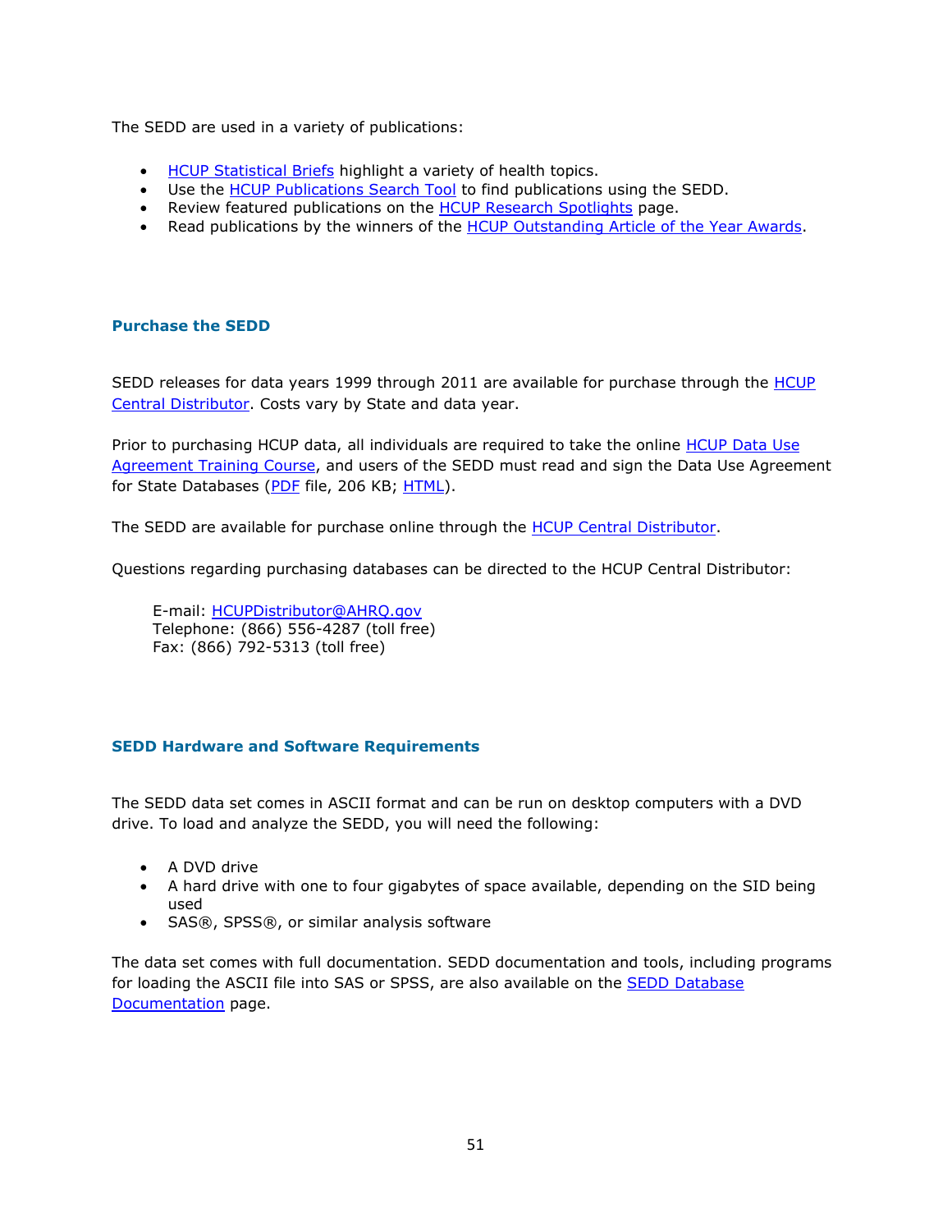The SEDD are used in a variety of publications:

- HCUP Statistical Briefs highlight a variety of health topics.
- Use the HCUP Publications Search Tool to find publications using the SEDD.
- Review featured publications on the HCUP Research Spotlights page.
- Read publications by the winners of the HCUP Outstanding Article of the Year Awards.

### Purchase the SEDD

SEDD releases for data years 1999 through 2011 are available for purchase through the HCUP Central Distributor. Costs vary by State and data year.

Prior to purchasing HCUP data, all individuals are required to take the online HCUP Data Use Agreement Training Course, and users of the SEDD must read and sign the Data Use Agreement for State Databases (PDF file, 206 KB; HTML).

The SEDD are available for purchase online through the HCUP Central Distributor.

Questions regarding purchasing databases can be directed to the HCUP Central Distributor:

> E-mail: HCUPDistributor@AHRQ.gov
> Telephone: (866) 556-4287 (toll free)
> Fax: (866) 792-5313 (toll free)

### SEDD Hardware and Software Requirements

The SEDD data set comes in ASCII format and can be run on desktop computers with a DVD drive. To load and analyze the SEDD, you will need the following:

- A DVD drive
- A hard drive with one to four gigabytes of space available, depending on the SID being used
- SAS®, SPSS®, or similar analysis software

The data set comes with full documentation. SEDD documentation and tools, including programs for loading the ASCII file into SAS or SPSS, are also available on the SEDD Database Documentation page.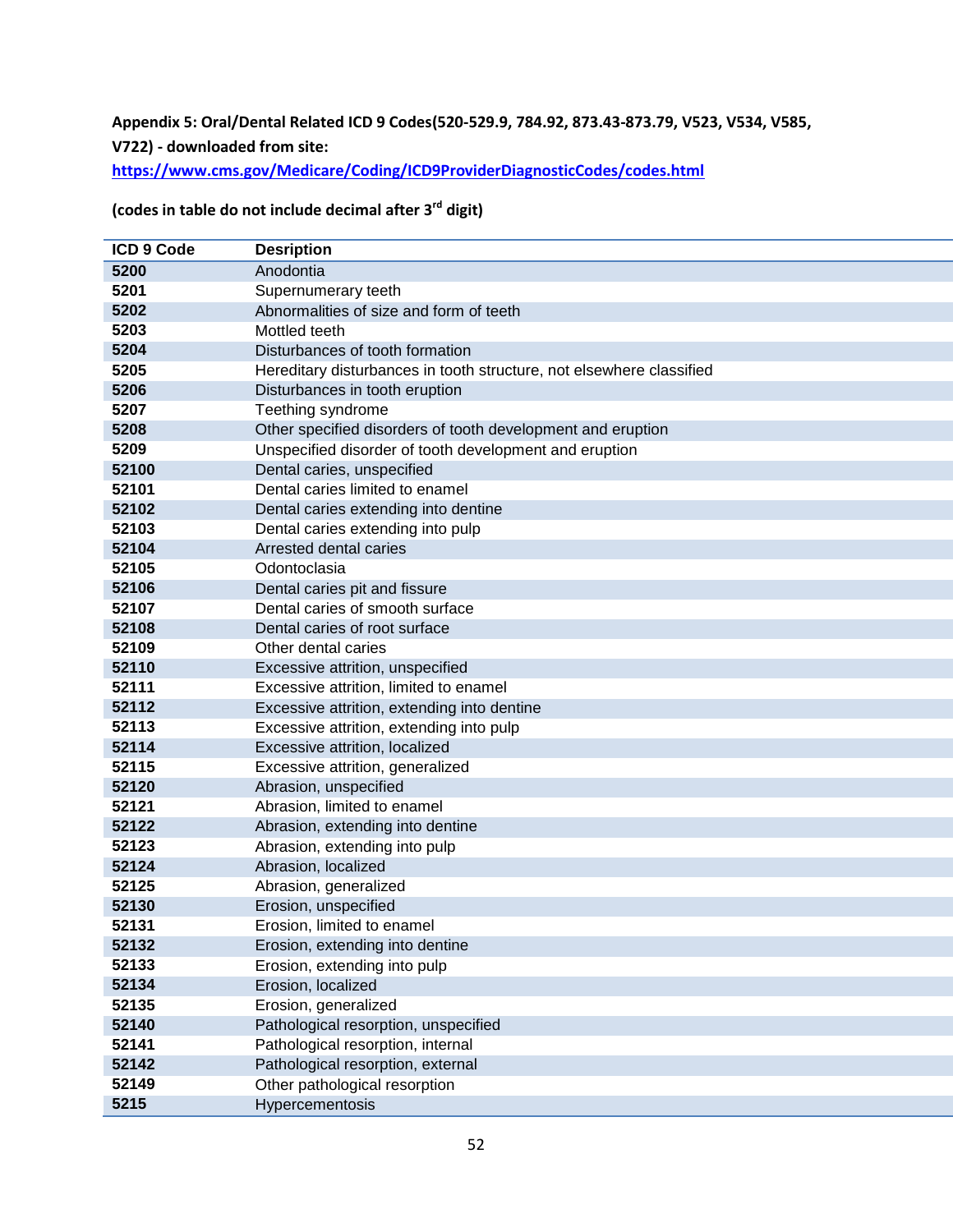**Appendix 5: Oral/Dental Related ICD 9 Codes(520-529.9, 784.92, 873.43-873.79, V523, V534, V585, V722) - downloaded from site: https://www.cms.gov/Medicare/Coding/ICD9ProviderDiagnosticCodes/codes.html**

**(codes in table do not include decimal after 3rd digit)**

| ICD 9 Code | Desription |
| --- | --- |
| 5200 | Anodontia |
| 5201 | Supernumerary teeth |
| 5202 | Abnormalities of size and form of teeth |
| 5203 | Mottled teeth |
| 5204 | Disturbances of tooth formation |
| 5205 | Hereditary disturbances in tooth structure, not elsewhere classified |
| 5206 | Disturbances in tooth eruption |
| 5207 | Teething syndrome |
| 5208 | Other specified disorders of tooth development and eruption |
| 5209 | Unspecified disorder of tooth development and eruption |
| 52100 | Dental caries, unspecified |
| 52101 | Dental caries limited to enamel |
| 52102 | Dental caries extending into dentine |
| 52103 | Dental caries extending into pulp |
| 52104 | Arrested dental caries |
| 52105 | Odontoclasia |
| 52106 | Dental caries pit and fissure |
| 52107 | Dental caries of smooth surface |
| 52108 | Dental caries of root surface |
| 52109 | Other dental caries |
| 52110 | Excessive attrition, unspecified |
| 52111 | Excessive attrition, limited to enamel |
| 52112 | Excessive attrition, extending into dentine |
| 52113 | Excessive attrition, extending into pulp |
| 52114 | Excessive attrition, localized |
| 52115 | Excessive attrition, generalized |
| 52120 | Abrasion, unspecified |
| 52121 | Abrasion, limited to enamel |
| 52122 | Abrasion, extending into dentine |
| 52123 | Abrasion, extending into pulp |
| 52124 | Abrasion, localized |
| 52125 | Abrasion, generalized |
| 52130 | Erosion, unspecified |
| 52131 | Erosion, limited to enamel |
| 52132 | Erosion, extending into dentine |
| 52133 | Erosion, extending into pulp |
| 52134 | Erosion, localized |
| 52135 | Erosion, generalized |
| 52140 | Pathological resorption, unspecified |
| 52141 | Pathological resorption, internal |
| 52142 | Pathological resorption, external |
| 52149 | Other pathological resorption |
| 5215 | Hypercementosis |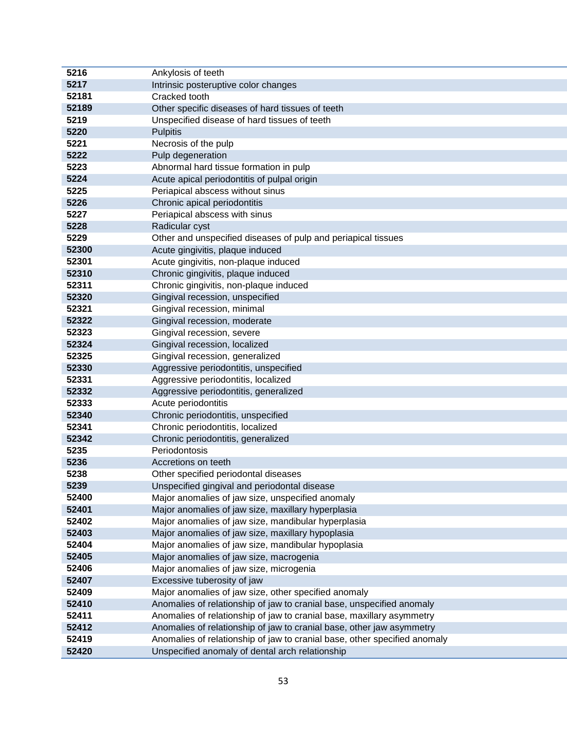| | |
|---|---|
| **5216** | Ankylosis of teeth |
| **5217** | Intrinsic posteruptive color changes |
| **52181** | Cracked tooth |
| **52189** | Other specific diseases of hard tissues of teeth |
| **5219** | Unspecified disease of hard tissues of teeth |
| **5220** | Pulpitis |
| **5221** | Necrosis of the pulp |
| **5222** | Pulp degeneration |
| **5223** | Abnormal hard tissue formation in pulp |
| **5224** | Acute apical periodontitis of pulpal origin |
| **5225** | Periapical abscess without sinus |
| **5226** | Chronic apical periodontitis |
| **5227** | Periapical abscess with sinus |
| **5228** | Radicular cyst |
| **5229** | Other and unspecified diseases of pulp and periapical tissues |
| **52300** | Acute gingivitis, plaque induced |
| **52301** | Acute gingivitis, non-plaque induced |
| **52310** | Chronic gingivitis, plaque induced |
| **52311** | Chronic gingivitis, non-plaque induced |
| **52320** | Gingival recession, unspecified |
| **52321** | Gingival recession, minimal |
| **52322** | Gingival recession, moderate |
| **52323** | Gingival recession, severe |
| **52324** | Gingival recession, localized |
| **52325** | Gingival recession, generalized |
| **52330** | Aggressive periodontitis, unspecified |
| **52331** | Aggressive periodontitis, localized |
| **52332** | Aggressive periodontitis, generalized |
| **52333** | Acute periodontitis |
| **52340** | Chronic periodontitis, unspecified |
| **52341** | Chronic periodontitis, localized |
| **52342** | Chronic periodontitis, generalized |
| **5235** | Periodontosis |
| **5236** | Accretions on teeth |
| **5238** | Other specified periodontal diseases |
| **5239** | Unspecified gingival and periodontal disease |
| **52400** | Major anomalies of jaw size, unspecified anomaly |
| **52401** | Major anomalies of jaw size, maxillary hyperplasia |
| **52402** | Major anomalies of jaw size, mandibular hyperplasia |
| **52403** | Major anomalies of jaw size, maxillary hypoplasia |
| **52404** | Major anomalies of jaw size, mandibular hypoplasia |
| **52405** | Major anomalies of jaw size, macrogenia |
| **52406** | Major anomalies of jaw size, microgenia |
| **52407** | Excessive tuberosity of jaw |
| **52409** | Major anomalies of jaw size, other specified anomaly |
| **52410** | Anomalies of relationship of jaw to cranial base, unspecified anomaly |
| **52411** | Anomalies of relationship of jaw to cranial base, maxillary asymmetry |
| **52412** | Anomalies of relationship of jaw to cranial base, other jaw asymmetry |
| **52419** | Anomalies of relationship of jaw to cranial base, other specified anomaly |
| **52420** | Unspecified anomaly of dental arch relationship |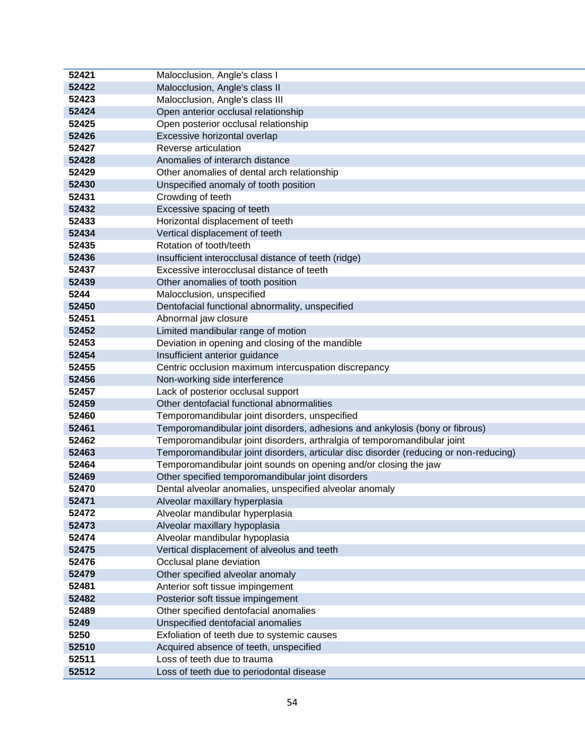| | |
|---|---|
| 52421 | Malocclusion, Angle's class I |
| 52422 | Malocclusion, Angle's class II |
| 52423 | Malocclusion, Angle's class III |
| 52424 | Open anterior occlusal relationship |
| 52425 | Open posterior occlusal relationship |
| 52426 | Excessive horizontal overlap |
| 52427 | Reverse articulation |
| 52428 | Anomalies of interarch distance |
| 52429 | Other anomalies of dental arch relationship |
| 52430 | Unspecified anomaly of tooth position |
| 52431 | Crowding of teeth |
| 52432 | Excessive spacing of teeth |
| 52433 | Horizontal displacement of teeth |
| 52434 | Vertical displacement of teeth |
| 52435 | Rotation of tooth/teeth |
| 52436 | Insufficient interocclusal distance of teeth (ridge) |
| 52437 | Excessive interocclusal distance of teeth |
| 52439 | Other anomalies of tooth position |
| 5244 | Malocclusion, unspecified |
| 52450 | Dentofacial functional abnormality, unspecified |
| 52451 | Abnormal jaw closure |
| 52452 | Limited mandibular range of motion |
| 52453 | Deviation in opening and closing of the mandible |
| 52454 | Insufficient anterior guidance |
| 52455 | Centric occlusion maximum intercuspation discrepancy |
| 52456 | Non-working side interference |
| 52457 | Lack of posterior occlusal support |
| 52459 | Other dentofacial functional abnormalities |
| 52460 | Temporomandibular joint disorders, unspecified |
| 52461 | Temporomandibular joint disorders, adhesions and ankylosis (bony or fibrous) |
| 52462 | Temporomandibular joint disorders, arthralgia of temporomandibular joint |
| 52463 | Temporomandibular joint disorders, articular disc disorder (reducing or non-reducing) |
| 52464 | Temporomandibular joint sounds on opening and/or closing the jaw |
| 52469 | Other specified temporomandibular joint disorders |
| 52470 | Dental alveolar anomalies, unspecified alveolar anomaly |
| 52471 | Alveolar maxillary hyperplasia |
| 52472 | Alveolar mandibular hyperplasia |
| 52473 | Alveolar maxillary hypoplasia |
| 52474 | Alveolar mandibular hypoplasia |
| 52475 | Vertical displacement of alveolus and teeth |
| 52476 | Occlusal plane deviation |
| 52479 | Other specified alveolar anomaly |
| 52481 | Anterior soft tissue impingement |
| 52482 | Posterior soft tissue impingement |
| 52489 | Other specified dentofacial anomalies |
| 5249 | Unspecified dentofacial anomalies |
| 5250 | Exfoliation of teeth due to systemic causes |
| 52510 | Acquired absence of teeth, unspecified |
| 52511 | Loss of teeth due to trauma |
| 52512 | Loss of teeth due to periodontal disease |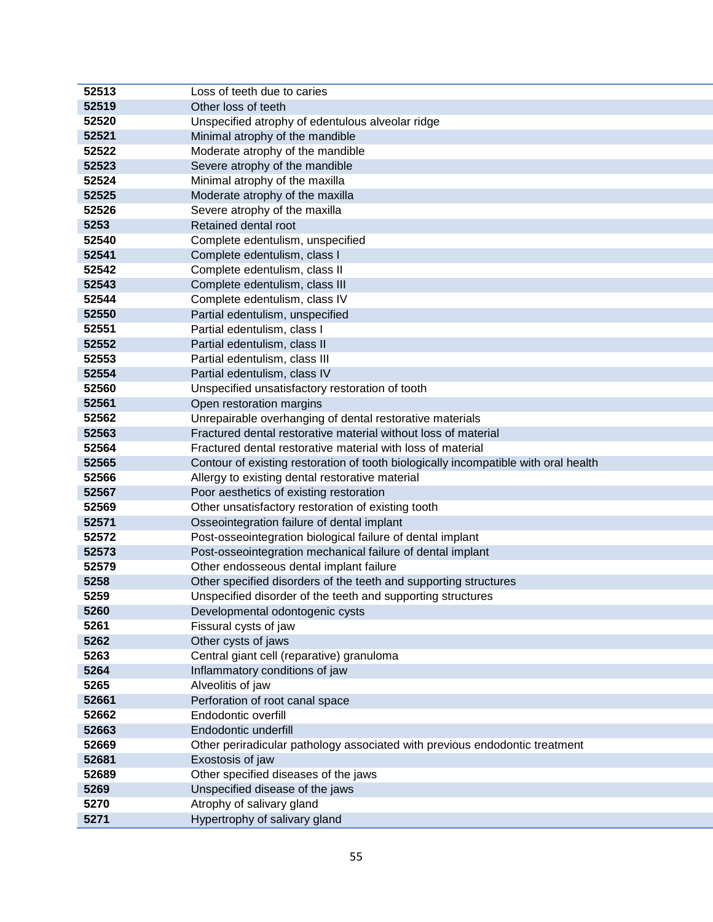| | |
|---|---|
| 52513 | Loss of teeth due to caries |
| 52519 | Other loss of teeth |
| 52520 | Unspecified atrophy of edentulous alveolar ridge |
| 52521 | Minimal atrophy of the mandible |
| 52522 | Moderate atrophy of the mandible |
| 52523 | Severe atrophy of the mandible |
| 52524 | Minimal atrophy of the maxilla |
| 52525 | Moderate atrophy of the maxilla |
| 52526 | Severe atrophy of the maxilla |
| 5253 | Retained dental root |
| 52540 | Complete edentulism, unspecified |
| 52541 | Complete edentulism, class I |
| 52542 | Complete edentulism, class II |
| 52543 | Complete edentulism, class III |
| 52544 | Complete edentulism, class IV |
| 52550 | Partial edentulism, unspecified |
| 52551 | Partial edentulism, class I |
| 52552 | Partial edentulism, class II |
| 52553 | Partial edentulism, class III |
| 52554 | Partial edentulism, class IV |
| 52560 | Unspecified unsatisfactory restoration of tooth |
| 52561 | Open restoration margins |
| 52562 | Unrepairable overhanging of dental restorative materials |
| 52563 | Fractured dental restorative material without loss of material |
| 52564 | Fractured dental restorative material with loss of material |
| 52565 | Contour of existing restoration of tooth biologically incompatible with oral health |
| 52566 | Allergy to existing dental restorative material |
| 52567 | Poor aesthetics of existing restoration |
| 52569 | Other unsatisfactory restoration of existing tooth |
| 52571 | Osseointegration failure of dental implant |
| 52572 | Post-osseointegration biological failure of dental implant |
| 52573 | Post-osseointegration mechanical failure of dental implant |
| 52579 | Other endosseous dental implant failure |
| 5258 | Other specified disorders of the teeth and supporting structures |
| 5259 | Unspecified disorder of the teeth and supporting structures |
| 5260 | Developmental odontogenic cysts |
| 5261 | Fissural cysts of jaw |
| 5262 | Other cysts of jaws |
| 5263 | Central giant cell (reparative) granuloma |
| 5264 | Inflammatory conditions of jaw |
| 5265 | Alveolitis of jaw |
| 52661 | Perforation of root canal space |
| 52662 | Endodontic overfill |
| 52663 | Endodontic underfill |
| 52669 | Other periradicular pathology associated with previous endodontic treatment |
| 52681 | Exostosis of jaw |
| 52689 | Other specified diseases of the jaws |
| 5269 | Unspecified disease of the jaws |
| 5270 | Atrophy of salivary gland |
| 5271 | Hypertrophy of salivary gland |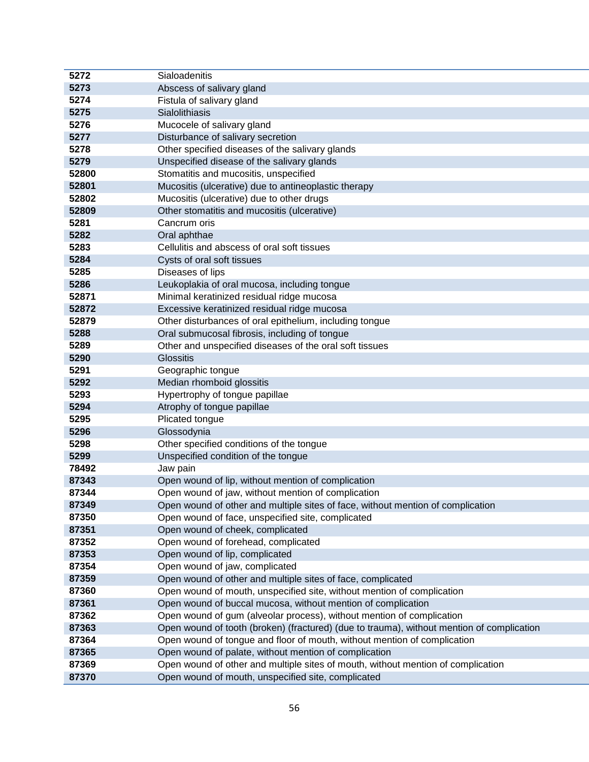| 5272 | Sialoadenitis |
|---|---|
| 5273 | Abscess of salivary gland |
| 5274 | Fistula of salivary gland |
| 5275 | Sialolithiasis |
| 5276 | Mucocele of salivary gland |
| 5277 | Disturbance of salivary secretion |
| 5278 | Other specified diseases of the salivary glands |
| 5279 | Unspecified disease of the salivary glands |
| 52800 | Stomatitis and mucositis, unspecified |
| 52801 | Mucositis (ulcerative) due to antineoplastic therapy |
| 52802 | Mucositis (ulcerative) due to other drugs |
| 52809 | Other stomatitis and mucositis (ulcerative) |
| 5281 | Cancrum oris |
| 5282 | Oral aphthae |
| 5283 | Cellulitis and abscess of oral soft tissues |
| 5284 | Cysts of oral soft tissues |
| 5285 | Diseases of lips |
| 5286 | Leukoplakia of oral mucosa, including tongue |
| 52871 | Minimal keratinized residual ridge mucosa |
| 52872 | Excessive keratinized residual ridge mucosa |
| 52879 | Other disturbances of oral epithelium, including tongue |
| 5288 | Oral submucosal fibrosis, including of tongue |
| 5289 | Other and unspecified diseases of the oral soft tissues |
| 5290 | Glossitis |
| 5291 | Geographic tongue |
| 5292 | Median rhomboid glossitis |
| 5293 | Hypertrophy of tongue papillae |
| 5294 | Atrophy of tongue papillae |
| 5295 | Plicated tongue |
| 5296 | Glossodynia |
| 5298 | Other specified conditions of the tongue |
| 5299 | Unspecified condition of the tongue |
| 78492 | Jaw pain |
| 87343 | Open wound of lip, without mention of complication |
| 87344 | Open wound of jaw, without mention of complication |
| 87349 | Open wound of other and multiple sites of face, without mention of complication |
| 87350 | Open wound of face, unspecified site, complicated |
| 87351 | Open wound of cheek, complicated |
| 87352 | Open wound of forehead, complicated |
| 87353 | Open wound of lip, complicated |
| 87354 | Open wound of jaw, complicated |
| 87359 | Open wound of other and multiple sites of face, complicated |
| 87360 | Open wound of mouth, unspecified site, without mention of complication |
| 87361 | Open wound of buccal mucosa, without mention of complication |
| 87362 | Open wound of gum (alveolar process), without mention of complication |
| 87363 | Open wound of tooth (broken) (fractured) (due to trauma), without mention of complication |
| 87364 | Open wound of tongue and floor of mouth, without mention of complication |
| 87365 | Open wound of palate, without mention of complication |
| 87369 | Open wound of other and multiple sites of mouth, without mention of complication |
| 87370 | Open wound of mouth, unspecified site, complicated |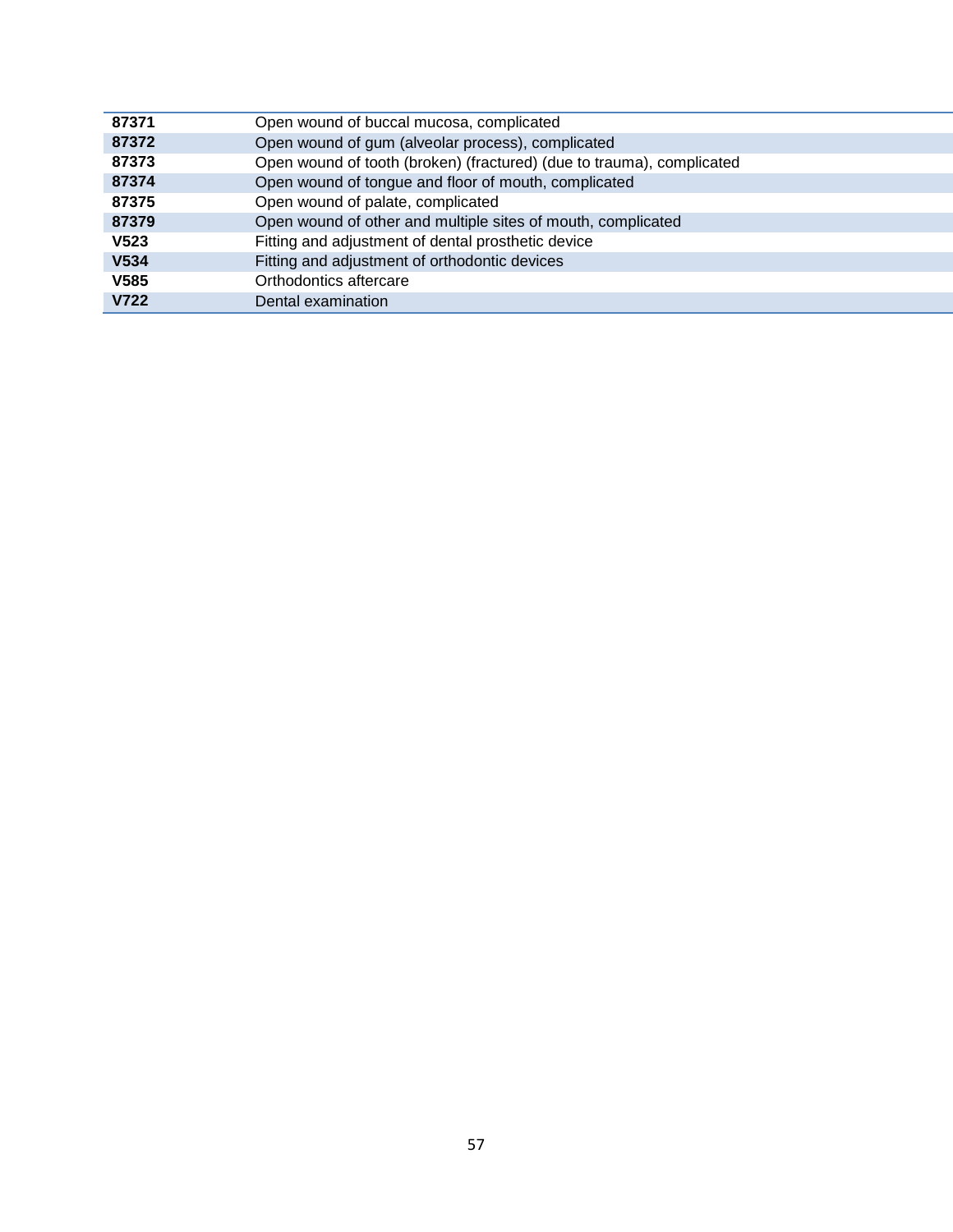| | |
|---|---|
| **87371** | Open wound of buccal mucosa, complicated |
| **87372** | Open wound of gum (alveolar process), complicated |
| **87373** | Open wound of tooth (broken) (fractured) (due to trauma), complicated |
| **87374** | Open wound of tongue and floor of mouth, complicated |
| **87375** | Open wound of palate, complicated |
| **87379** | Open wound of other and multiple sites of mouth, complicated |
| **V523** | Fitting and adjustment of dental prosthetic device |
| **V534** | Fitting and adjustment of orthodontic devices |
| **V585** | Orthodontics aftercare |
| **V722** | Dental examination |